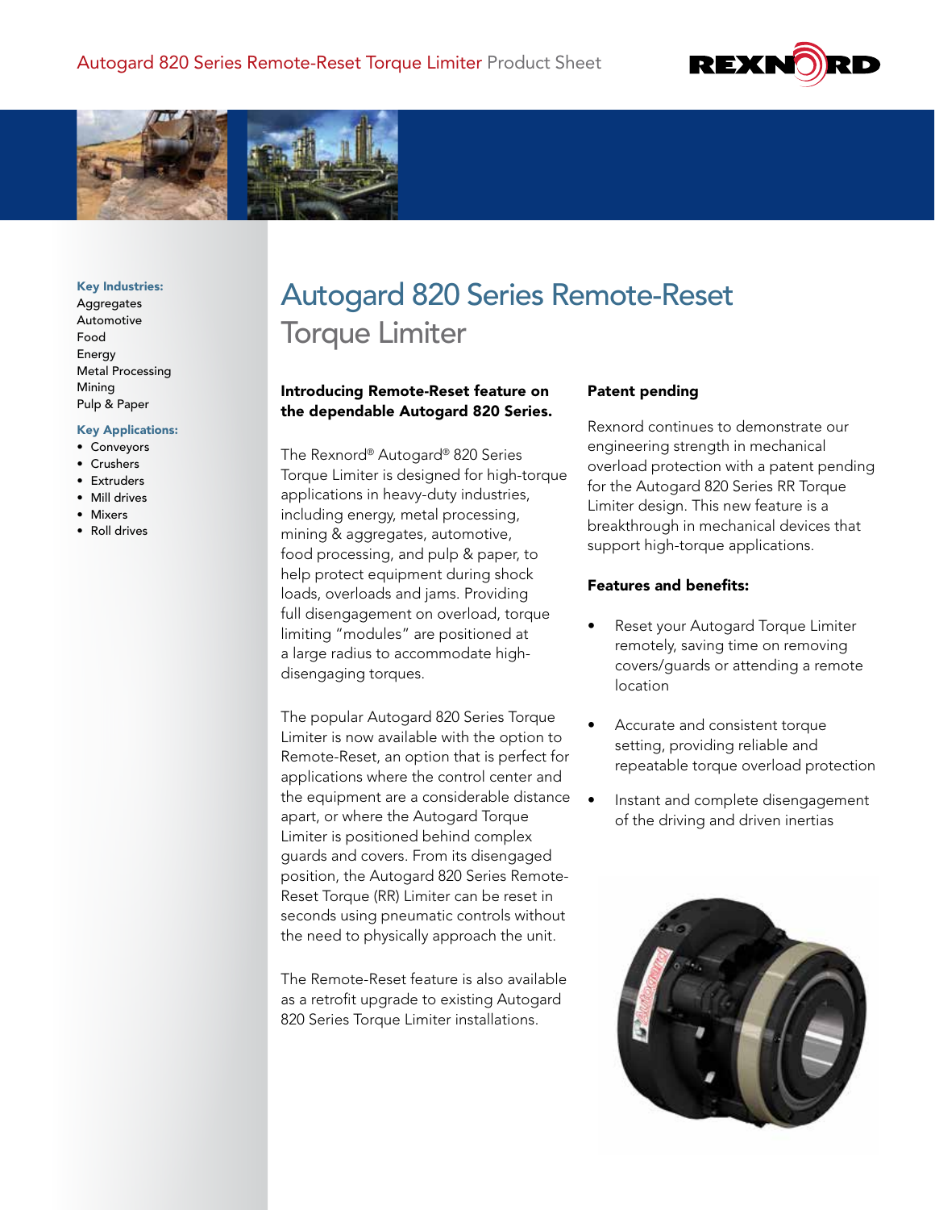# Autogard 820 Series Remote-Reset Torque Limiter

**Key Industries:**
Aggregates
Automotive
Food
Energy
Metal Processing
Mining
Pulp & Paper

**Key Applications:**
- Conveyors
- Crushers
- Extruders
- Mill drives
- Mixers
- Roll drives

**Introducing Remote-Reset feature on the dependable Autogard 820 Series.**

The Rexnord® Autogard® 820 Series Torque Limiter is designed for high-torque applications in heavy-duty industries, including energy, metal processing, mining & aggregates, automotive, food processing, and pulp & paper, to help protect equipment during shock loads, overloads and jams. Providing full disengagement on overload, torque limiting "modules" are positioned at a large radius to accommodate high-disengaging torques.

The popular Autogard 820 Series Torque Limiter is now available with the option to Remote-Reset, an option that is perfect for applications where the control center and the equipment are a considerable distance apart, or where the Autogard Torque Limiter is positioned behind complex guards and covers. From its disengaged position, the Autogard 820 Series Remote-Reset Torque (RR) Limiter can be reset in seconds using pneumatic controls without the need to physically approach the unit.

The Remote-Reset feature is also available as a retrofit upgrade to existing Autogard 820 Series Torque Limiter installations.

**Patent pending**

Rexnord continues to demonstrate our engineering strength in mechanical overload protection with a patent pending for the Autogard 820 Series RR Torque Limiter design. This new feature is a breakthrough in mechanical devices that support high-torque applications.

**Features and benefits:**

- Reset your Autogard Torque Limiter remotely, saving time on removing covers/guards or attending a remote location
- Accurate and consistent torque setting, providing reliable and repeatable torque overload protection
- Instant and complete disengagement of the driving and driven inertias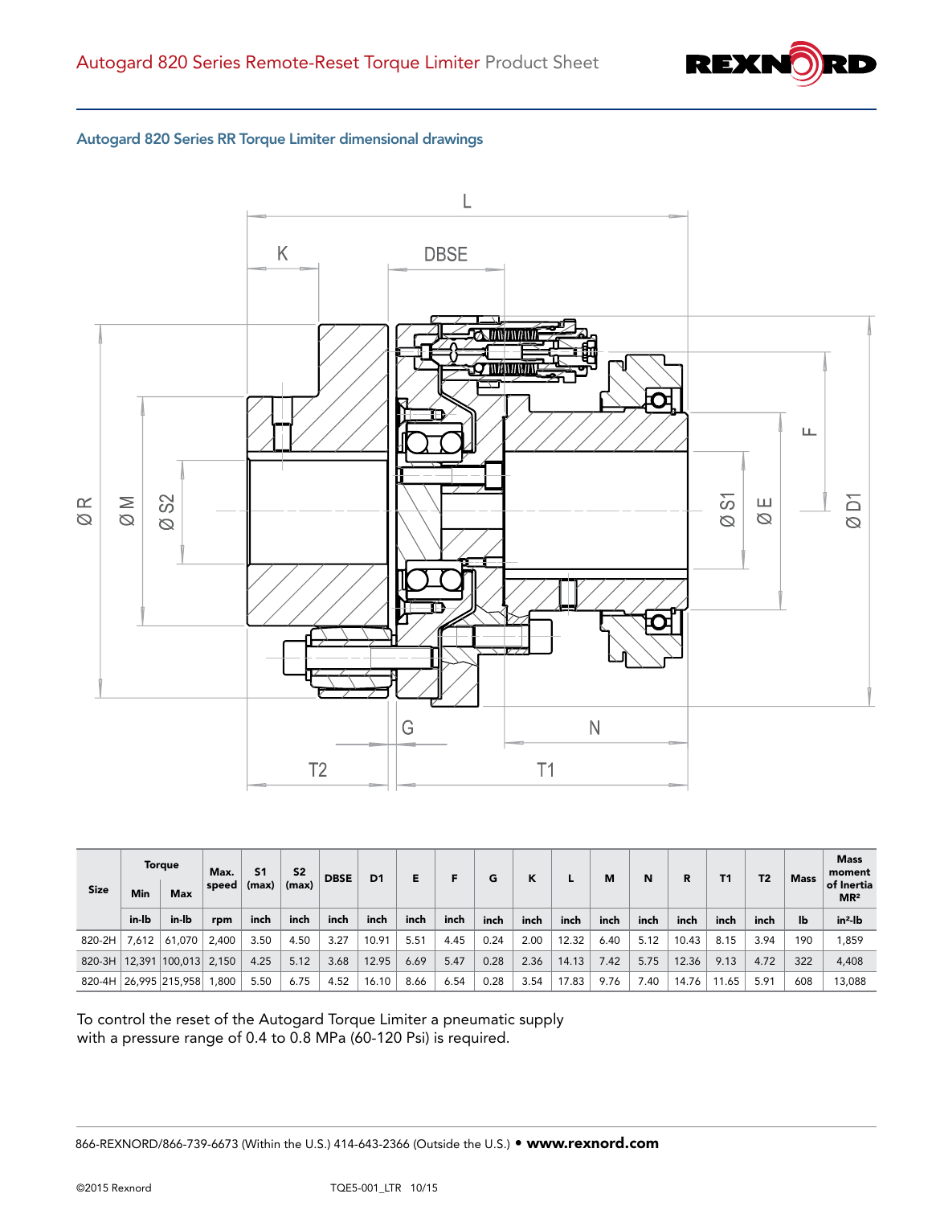## Autogard 820 Series RR Torque Limiter dimensional drawings

L
K
DBSE
Ø R
Ø M
Ø S2
Ø S1
Ø E
F
Ø D1
G
N
T2
T1

| Size | Torque | | Max. speed | S1 (max) | S2 (max) | DBSE | D1 | E | F | G | K | L | M | N | R | T1 | T2 | Mass | Mass moment of Inertia MR² |
|---|---|---|---|---|---|---|---|---|---|---|---|---|---|---|---|---|---|---|---|
| | Min | Max | | | | | | | | | | | | | | | | | |
| | in-lb | in-lb | rpm | inch | inch | inch | inch | inch | inch | inch | inch | inch | inch | inch | inch | inch | inch | lb | in²-lb |
| 820-2H | 7,612 | 61,070 | 2,400 | 3.50 | 4.50 | 3.27 | 10.91 | 5.51 | 4.45 | 0.24 | 2.00 | 12.32 | 6.40 | 5.12 | 10.43 | 8.15 | 3.94 | 190 | 1,859 |
| 820-3H | 12,391 | 100,013 | 2,150 | 4.25 | 5.12 | 3.68 | 12.95 | 6.69 | 5.47 | 0.28 | 2.36 | 14.13 | 7.42 | 5.75 | 12.36 | 9.13 | 4.72 | 322 | 4,408 |
| 820-4H | 26,995 | 215,958 | 1,800 | 5.50 | 6.75 | 4.52 | 16.10 | 8.66 | 6.54 | 0.28 | 3.54 | 17.83 | 9.76 | 7.40 | 14.76 | 11.65 | 5.91 | 608 | 13,088 |

To control the reset of the Autogard Torque Limiter a pneumatic supply with a pressure range of 0.4 to 0.8 MPa (60-120 Psi) is required.

866-REXNORD/866-739-6673 (Within the U.S.) 414-643-2366 (Outside the U.S.) • **www.rexnord.com**

©2015 Rexnord TQE5-001_LTR 10/15